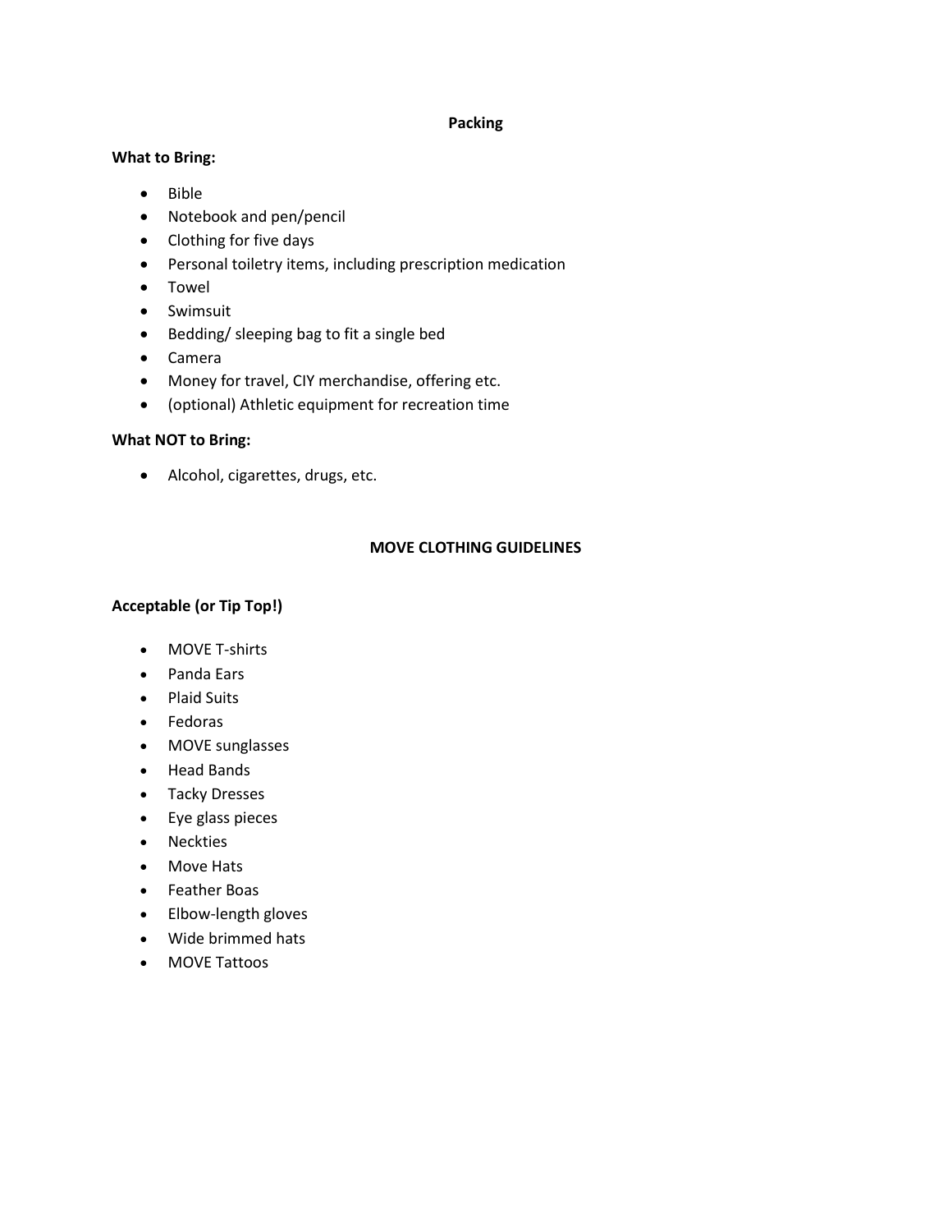## Packing

### What to Bring:

- Bible
- Notebook and pen/pencil
- Clothing for five days
- Personal toiletry items, including prescription medication
- Towel
- Swimsuit
- Bedding/ sleeping bag to fit a single bed
- Camera
- Money for travel, CIY merchandise, offering etc.
- (optional) Athletic equipment for recreation time

### What NOT to Bring:

- Alcohol, cigarettes, drugs, etc.

## MOVE CLOTHING GUIDELINES

### Acceptable (or Tip Top!)

- MOVE T-shirts
- Panda Ears
- Plaid Suits
- Fedoras
- MOVE sunglasses
- Head Bands
- Tacky Dresses
- Eye glass pieces
- Neckties
- Move Hats
- Feather Boas
- Elbow-length gloves
- Wide brimmed hats
- MOVE Tattoos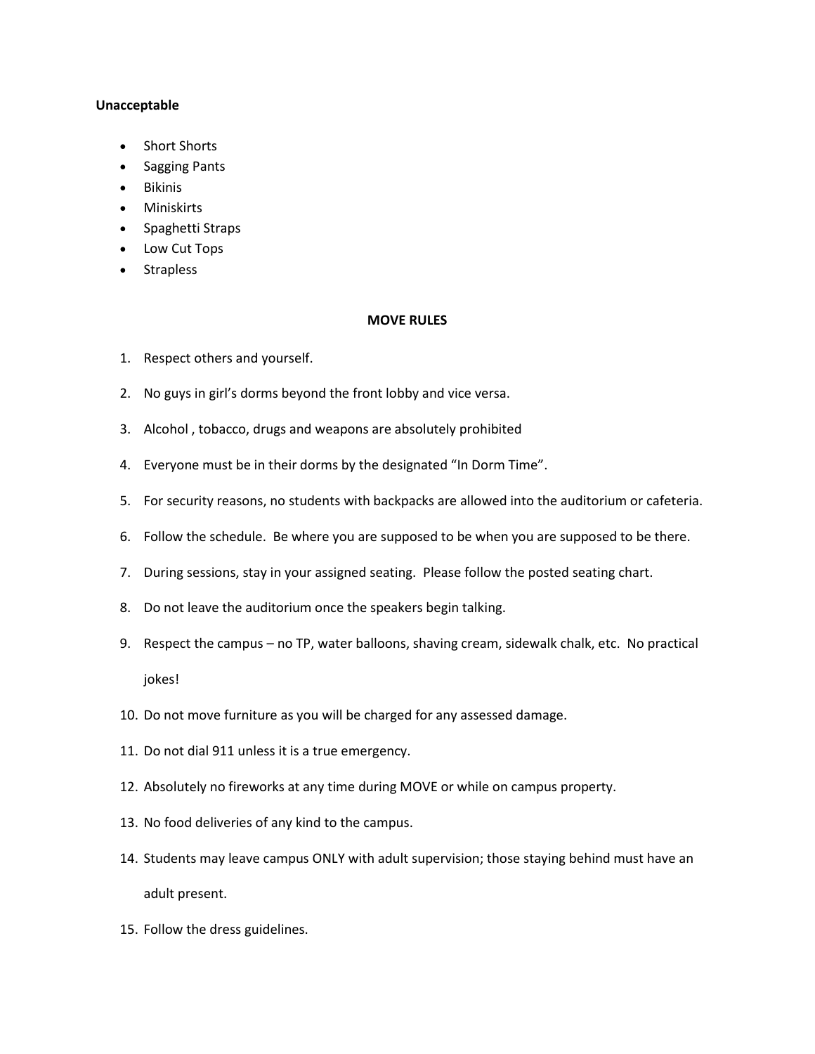**Unacceptable**

- Short Shorts
- Sagging Pants
- Bikinis
- Miniskirts
- Spaghetti Straps
- Low Cut Tops
- Strapless

**MOVE RULES**

1. Respect others and yourself.
2. No guys in girl's dorms beyond the front lobby and vice versa.
3. Alcohol , tobacco, drugs and weapons are absolutely prohibited
4. Everyone must be in their dorms by the designated "In Dorm Time".
5. For security reasons, no students with backpacks are allowed into the auditorium or cafeteria.
6. Follow the schedule. Be where you are supposed to be when you are supposed to be there.
7. During sessions, stay in your assigned seating. Please follow the posted seating chart.
8. Do not leave the auditorium once the speakers begin talking.
9. Respect the campus – no TP, water balloons, shaving cream, sidewalk chalk, etc. No practical jokes!
10. Do not move furniture as you will be charged for any assessed damage.
11. Do not dial 911 unless it is a true emergency.
12. Absolutely no fireworks at any time during MOVE or while on campus property.
13. No food deliveries of any kind to the campus.
14. Students may leave campus ONLY with adult supervision; those staying behind must have an adult present.
15. Follow the dress guidelines.